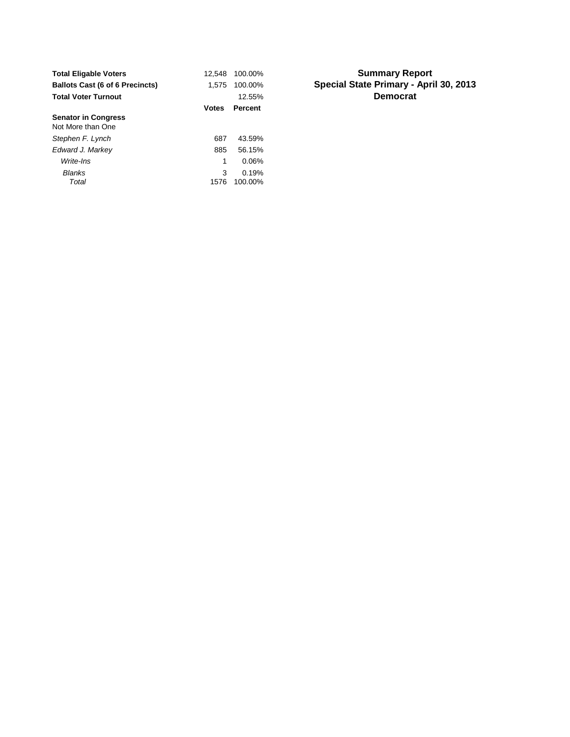# Summary Report

## Special State Primary - April 30, 2013

## Democrat

| | | |
|---|---|---|
| **Total Eligable Voters** | 12,548 | 100.00% |
| **Ballots Cast (6 of 6 Precincts)** | 1,575 | 100.00% |
| **Total Voter Turnout** | | 12.55% |

| | **Votes** | **Percent** |
|---|---|---|
| **Senator in Congress** | | |
| Not More than One | | |
| *Stephen F. Lynch* | 687 | 43.59% |
| *Edward J. Markey* | 885 | 56.15% |
| *Write-Ins* | 1 | 0.06% |
| *Blanks* | 3 | 0.19% |
| *Total* | 1576 | 100.00% |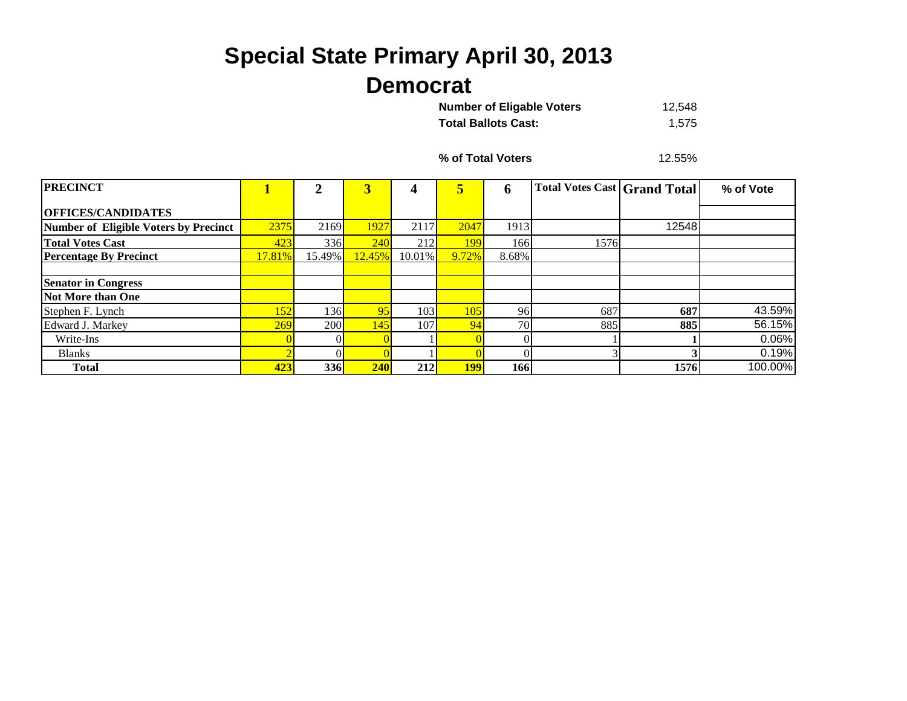# Special State Primary April 30, 2013

## Democrat

**Number of Eligable Voters** 12,548

**Total Ballots Cast:** 1,575

**% of Total Voters** 12.55%

| PRECINCT<br>OFFICES/CANDIDATES | 1 | 2 | 3 | 4 | 5 | 6 | Total Votes Cast | Grand Total | % of Vote |
|---|---|---|---|---|---|---|---|---|---|
| **Number of Eligible Voters by Precinct** | 2375 | 2169 | 1927 | 2117 | 2047 | 1913 | | 12548 | |
| **Total Votes Cast** | 423 | 336 | 240 | 212 | 199 | 166 | 1576 | | |
| **Percentage By Precinct** | 17.81% | 15.49% | 12.45% | 10.01% | 9.72% | 8.68% | | | |
| | | | | | | | | | |
| **Senator in Congress** | | | | | | | | | |
| **Not More than One** | | | | | | | | | |
| Stephen F. Lynch | 152 | 136 | 95 | 103 | 105 | 96 | 687 | **687** | 43.59% |
| Edward J. Markey | 269 | 200 | 145 | 107 | 94 | 70 | 885 | **885** | 56.15% |
| Write-Ins | 0 | 0 | 0 | 1 | 0 | 0 | 1 | **1** | 0.06% |
| Blanks | 2 | 0 | 0 | 1 | 0 | 0 | 3 | **3** | 0.19% |
| **Total** | **423** | **336** | **240** | **212** | **199** | **166** | | **1576** | 100.00% |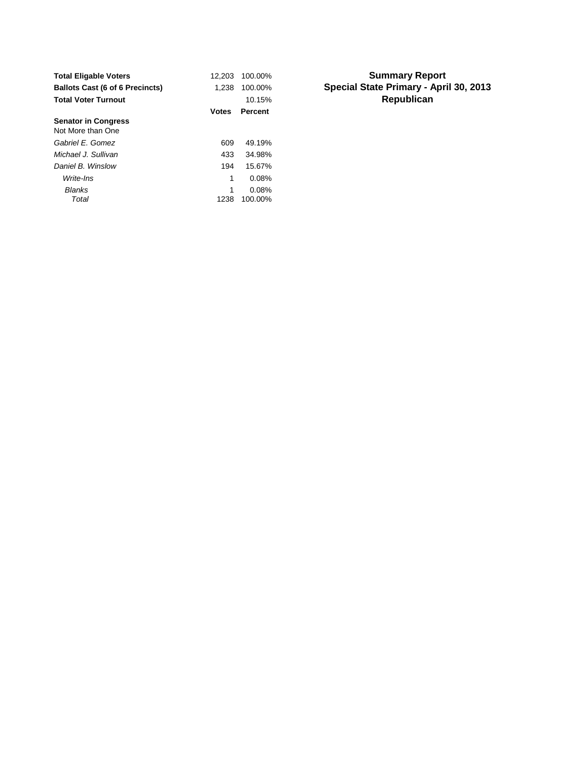**Summary Report**
**Special State Primary - April 30, 2013**
**Republican**

| | | |
|---|---|---|
| **Total Eligable Voters** | 12,203 | 100.00% |
| **Ballots Cast (6 of 6 Precincts)** | 1,238 | 100.00% |
| **Total Voter Turnout** | | 10.15% |
| | **Votes** | **Percent** |
| **Senator in Congress** | | |
| Not More than One | | |
| *Gabriel E. Gomez* | 609 | 49.19% |
| *Michael J. Sullivan* | 433 | 34.98% |
| *Daniel B. Winslow* | 194 | 15.67% |
| *Write-Ins* | 1 | 0.08% |
| *Blanks* | 1 | 0.08% |
| *Total* | 1238 | 100.00% |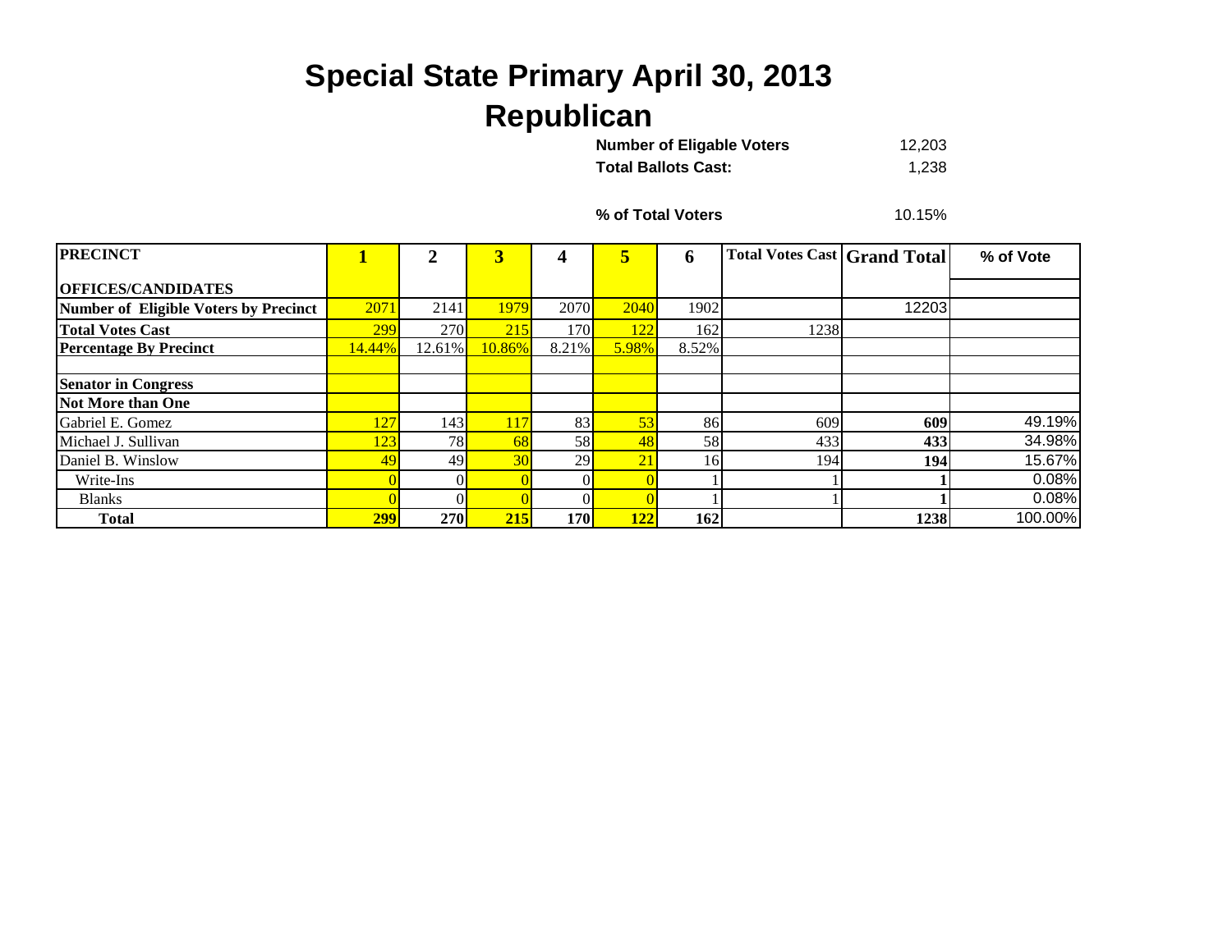# Special State Primary April 30, 2013

## Republican

| | |
|---|---|
| **Number of Eligable Voters** | 12,203 |
| **Total Ballots Cast:** | 1,238 |
| **% of Total Voters** | 10.15% |

| PRECINCT / OFFICES/CANDIDATES | 1 | 2 | 3 | 4 | 5 | 6 | Total Votes Cast | Grand Total | % of Vote |
|---|---|---|---|---|---|---|---|---|---|
| **Number of Eligible Voters by Precinct** | 2071 | 2141 | 1979 | 2070 | 2040 | 1902 | | 12203 | |
| **Total Votes Cast** | 299 | 270 | 215 | 170 | 122 | 162 | 1238 | | |
| **Percentage By Precinct** | 14.44% | 12.61% | 10.86% | 8.21% | 5.98% | 8.52% | | | |
| | | | | | | | | | |
| **Senator in Congress** | | | | | | | | | |
| **Not More than One** | | | | | | | | | |
| Gabriel E. Gomez | 127 | 143 | 117 | 83 | 53 | 86 | 609 | **609** | 49.19% |
| Michael J. Sullivan | 123 | 78 | 68 | 58 | 48 | 58 | 433 | **433** | 34.98% |
| Daniel B. Winslow | 49 | 49 | 30 | 29 | 21 | 16 | 194 | **194** | 15.67% |
| Write-Ins | 0 | 0 | 0 | 0 | 0 | 1 | 1 | **1** | 0.08% |
| Blanks | 0 | 0 | 0 | 0 | 0 | 1 | 1 | **1** | 0.08% |
| **Total** | **299** | **270** | **215** | **170** | **122** | **162** | | **1238** | 100.00% |